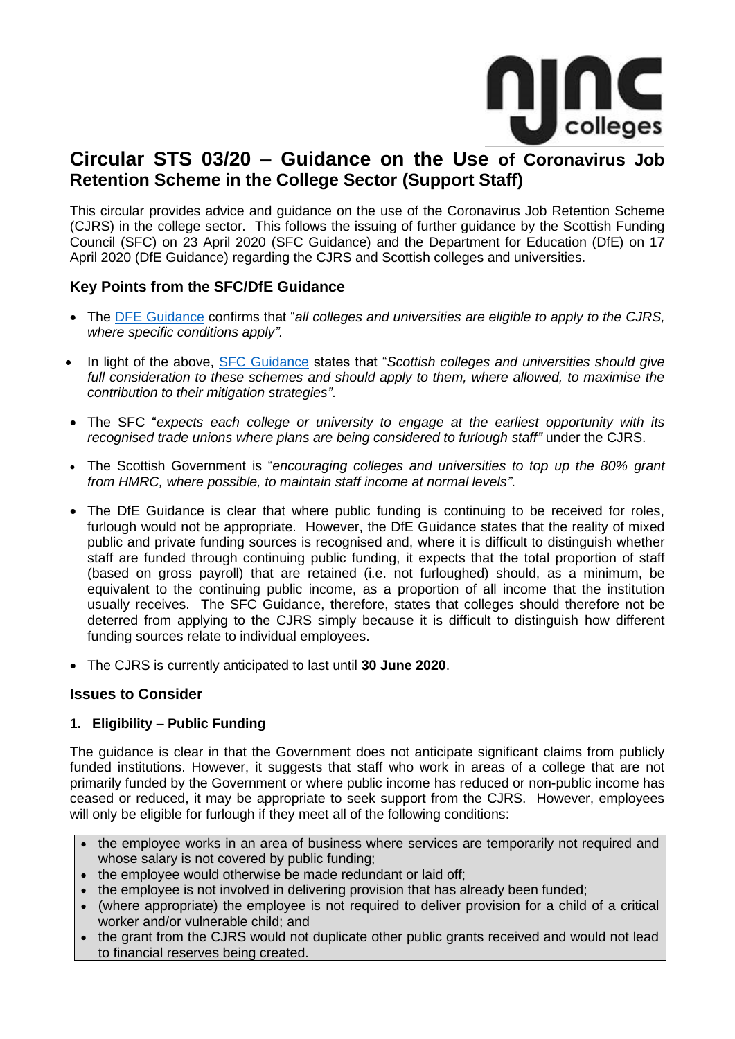# Circular STS 03/20 – Guidance on the Use of Coronavirus Job Retention Scheme in the College Sector (Support Staff)

This circular provides advice and guidance on the use of the Coronavirus Job Retention Scheme (CJRS) in the college sector. This follows the issuing of further guidance by the Scottish Funding Council (SFC) on 23 April 2020 (SFC Guidance) and the Department for Education (DfE) on 17 April 2020 (DfE Guidance) regarding the CJRS and Scottish colleges and universities.

## Key Points from the SFC/DfE Guidance

- The DFE Guidance confirms that "*all colleges and universities are eligible to apply to the CJRS, where specific conditions apply"*.
- In light of the above, SFC Guidance states that "*Scottish colleges and universities should give full consideration to these schemes and should apply to them, where allowed, to maximise the contribution to their mitigation strategies"*.
- The SFC "*expects each college or university to engage at the earliest opportunity with its recognised trade unions where plans are being considered to furlough staff"* under the CJRS.
- The Scottish Government is "*encouraging colleges and universities to top up the 80% grant from HMRC, where possible, to maintain staff income at normal levels"*.
- The DfE Guidance is clear that where public funding is continuing to be received for roles, furlough would not be appropriate. However, the DfE Guidance states that the reality of mixed public and private funding sources is recognised and, where it is difficult to distinguish whether staff are funded through continuing public funding, it expects that the total proportion of staff (based on gross payroll) that are retained (i.e. not furloughed) should, as a minimum, be equivalent to the continuing public income, as a proportion of all income that the institution usually receives. The SFC Guidance, therefore, states that colleges should therefore not be deterred from applying to the CJRS simply because it is difficult to distinguish how different funding sources relate to individual employees.
- The CJRS is currently anticipated to last until **30 June 2020**.

## Issues to Consider

### 1. Eligibility – Public Funding

The guidance is clear in that the Government does not anticipate significant claims from publicly funded institutions. However, it suggests that staff who work in areas of a college that are not primarily funded by the Government or where public income has reduced or non-public income has ceased or reduced, it may be appropriate to seek support from the CJRS. However, employees will only be eligible for furlough if they meet all of the following conditions:

- the employee works in an area of business where services are temporarily not required and whose salary is not covered by public funding;
- the employee would otherwise be made redundant or laid off;
- the employee is not involved in delivering provision that has already been funded;
- (where appropriate) the employee is not required to deliver provision for a child of a critical worker and/or vulnerable child; and
- the grant from the CJRS would not duplicate other public grants received and would not lead to financial reserves being created.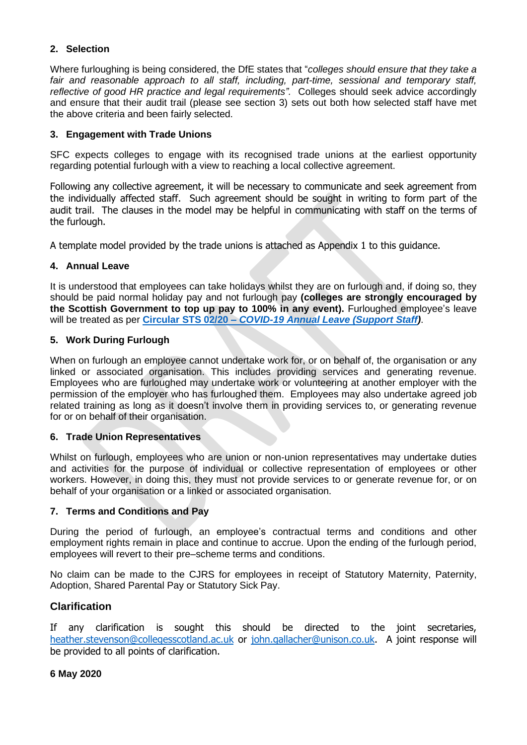## 2. Selection

Where furloughing is being considered, the DfE states that "*colleges should ensure that they take a fair and reasonable approach to all staff, including, part-time, sessional and temporary staff, reflective of good HR practice and legal requirements".* Colleges should seek advice accordingly and ensure that their audit trail (please see section 3) sets out both how selected staff have met the above criteria and been fairly selected.

## 3. Engagement with Trade Unions

SFC expects colleges to engage with its recognised trade unions at the earliest opportunity regarding potential furlough with a view to reaching a local collective agreement.

Following any collective agreement, it will be necessary to communicate and seek agreement from the individually affected staff. Such agreement should be sought in writing to form part of the audit trail. The clauses in the model may be helpful in communicating with staff on the terms of the furlough.

A template model provided by the trade unions is attached as Appendix 1 to this guidance.

## 4. Annual Leave

It is understood that employees can take holidays whilst they are on furlough and, if doing so, they should be paid normal holiday pay and not furlough pay **(colleges are strongly encouraged by the Scottish Government to top up pay to 100% in any event).** Furloughed employee's leave will be treated as per **Circular STS 02/20 – *COVID-19 Annual Leave (Support Staff)***.

## 5. Work During Furlough

When on furlough an employee cannot undertake work for, or on behalf of, the organisation or any linked or associated organisation. This includes providing services and generating revenue. Employees who are furloughed may undertake work or volunteering at another employer with the permission of the employer who has furloughed them. Employees may also undertake agreed job related training as long as it doesn't involve them in providing services to, or generating revenue for or on behalf of their organisation.

## 6. Trade Union Representatives

Whilst on furlough, employees who are union or non-union representatives may undertake duties and activities for the purpose of individual or collective representation of employees or other workers. However, in doing this, they must not provide services to or generate revenue for, or on behalf of your organisation or a linked or associated organisation.

## 7. Terms and Conditions and Pay

During the period of furlough, an employee's contractual terms and conditions and other employment rights remain in place and continue to accrue. Upon the ending of the furlough period, employees will revert to their pre–scheme terms and conditions.

No claim can be made to the CJRS for employees in receipt of Statutory Maternity, Paternity, Adoption, Shared Parental Pay or Statutory Sick Pay.

## Clarification

If any clarification is sought this should be directed to the joint secretaries, heather.stevenson@collegesscotland.ac.uk or john.gallacher@unison.co.uk. A joint response will be provided to all points of clarification.

**6 May 2020**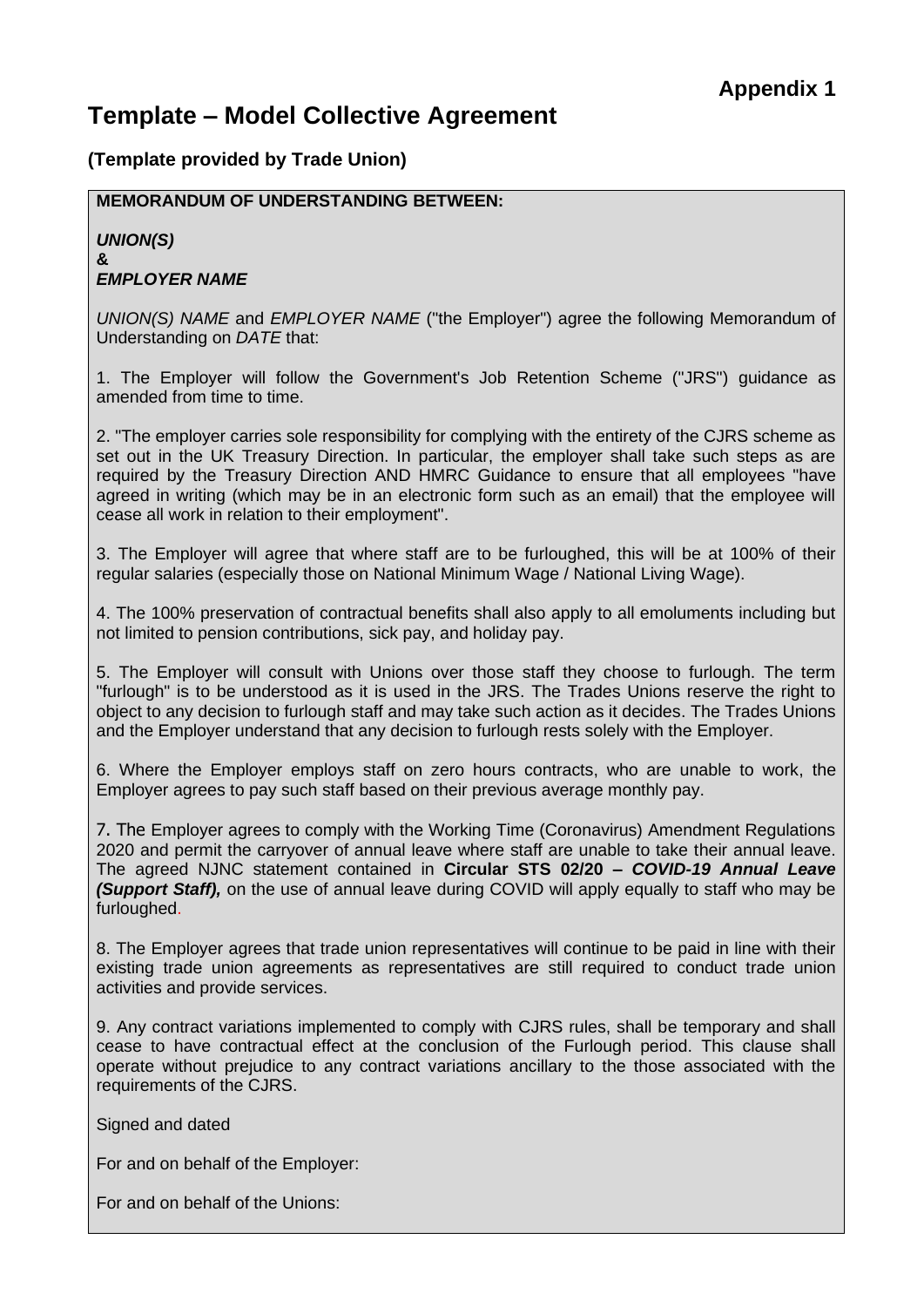**Appendix 1**

# Template – Model Collective Agreement

### (Template provided by Trade Union)

**MEMORANDUM OF UNDERSTANDING BETWEEN:**

***UNION(S)***
**&**
***EMPLOYER NAME***

*UNION(S) NAME* and *EMPLOYER NAME* ("the Employer") agree the following Memorandum of Understanding on *DATE* that:

1. The Employer will follow the Government's Job Retention Scheme ("JRS") guidance as amended from time to time.

2. "The employer carries sole responsibility for complying with the entirety of the CJRS scheme as set out in the UK Treasury Direction. In particular, the employer shall take such steps as are required by the Treasury Direction AND HMRC Guidance to ensure that all employees "have agreed in writing (which may be in an electronic form such as an email) that the employee will cease all work in relation to their employment".

3. The Employer will agree that where staff are to be furloughed, this will be at 100% of their regular salaries (especially those on National Minimum Wage / National Living Wage).

4. The 100% preservation of contractual benefits shall also apply to all emoluments including but not limited to pension contributions, sick pay, and holiday pay.

5. The Employer will consult with Unions over those staff they choose to furlough. The term "furlough" is to be understood as it is used in the JRS. The Trades Unions reserve the right to object to any decision to furlough staff and may take such action as it decides. The Trades Unions and the Employer understand that any decision to furlough rests solely with the Employer.

6. Where the Employer employs staff on zero hours contracts, who are unable to work, the Employer agrees to pay such staff based on their previous average monthly pay.

7. The Employer agrees to comply with the Working Time (Coronavirus) Amendment Regulations 2020 and permit the carryover of annual leave where staff are unable to take their annual leave. The agreed NJNC statement contained in **Circular STS 02/20 – *COVID-19 Annual Leave (Support Staff),*** on the use of annual leave during COVID will apply equally to staff who may be furloughed.

8. The Employer agrees that trade union representatives will continue to be paid in line with their existing trade union agreements as representatives are still required to conduct trade union activities and provide services.

9. Any contract variations implemented to comply with CJRS rules, shall be temporary and shall cease to have contractual effect at the conclusion of the Furlough period. This clause shall operate without prejudice to any contract variations ancillary to the those associated with the requirements of the CJRS.

Signed and dated

For and on behalf of the Employer:

For and on behalf of the Unions: